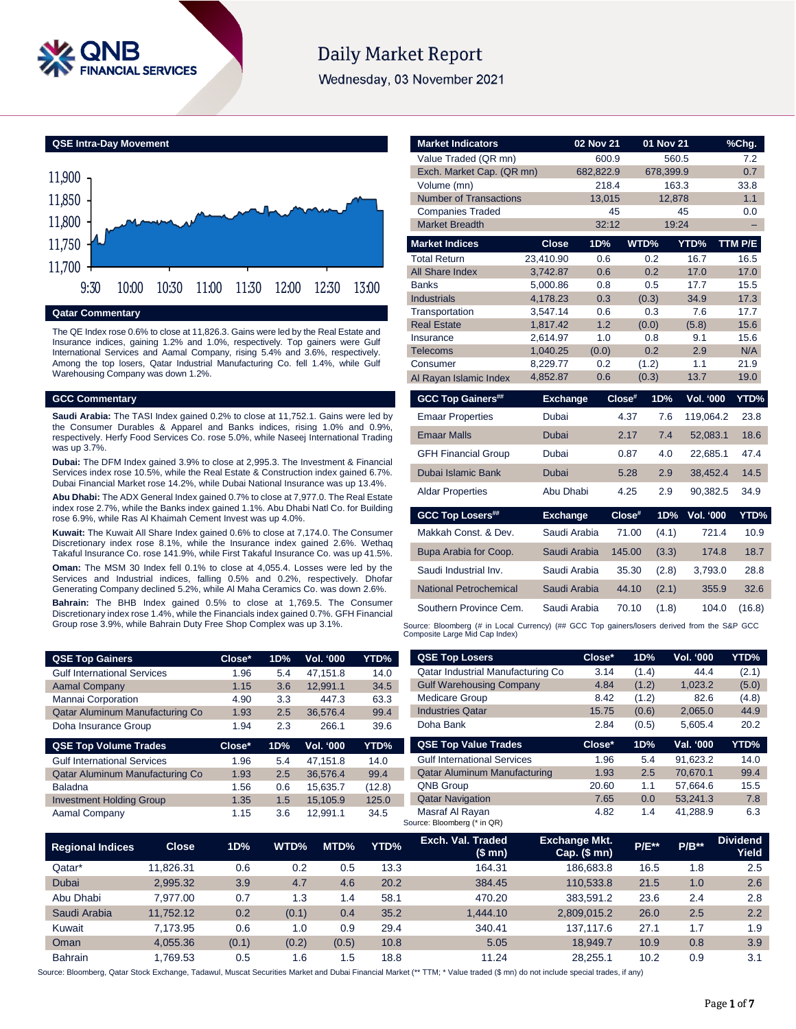# Daily Market Report

Wednesday, 03 November 2021

## QSE Intra-Day Movement

## Qatar Commentary

The QE Index rose 0.6% to close at 11,826.3. Gains were led by the Real Estate and Insurance indices, gaining 1.2% and 1.0%, respectively. Top gainers were Gulf International Services and Aamal Company, rising 5.4% and 3.6%, respectively. Among the top losers, Qatar Industrial Manufacturing Co. fell 1.4%, while Gulf Warehousing Company was down 1.2%.

## GCC Commentary

**Saudi Arabia:** The TASI Index gained 0.2% to close at 11,752.1. Gains were led by the Consumer Durables & Apparel and Banks indices, rising 1.0% and 0.9%, respectively. Herfy Food Services Co. rose 5.0%, while Naseej International Trading was up 3.7%.

**Dubai:** The DFM Index gained 3.9% to close at 2,995.3. The Investment & Financial Services index rose 10.5%, while the Real Estate & Construction index gained 6.7%. Dubai Financial Market rose 14.2%, while Dubai National Insurance was up 13.4%.

**Abu Dhabi:** The ADX General Index gained 0.7% to close at 7,977.0. The Real Estate index rose 2.7%, while the Banks index gained 1.1%. Abu Dhabi Natl Co. for Building rose 6.9%, while Ras Al Khaimah Cement Invest was up 4.0%.

**Kuwait:** The Kuwait All Share Index gained 0.6% to close at 7,174.0. The Consumer Discretionary index rose 8.1%, while the Insurance index gained 2.6%. Wethaq Takaful Insurance Co. rose 141.9%, while First Takaful Insurance Co. was up 41.5%.

**Oman:** The MSM 30 Index fell 0.1% to close at 4,055.4. Losses were led by the Services and Industrial indices, falling 0.5% and 0.2%, respectively. Dhofar Generating Company declined 5.2%, while Al Maha Ceramics Co. was down 2.6%.

**Bahrain:** The BHB Index gained 0.5% to close at 1,769.5. The Consumer Discretionary index rose 1.4%, while the Financials index gained 0.7%. GFH Financial Group rose 3.9%, while Bahrain Duty Free Shop Complex was up 3.1%.

| Market Indicators | 02 Nov 21 | 01 Nov 21 | %Chg. |
|---|---|---|---|
| Value Traded (QR mn) | 600.9 | 560.5 | 7.2 |
| Exch. Market Cap. (QR mn) | 682,822.9 | 678,399.9 | 0.7 |
| Volume (mn) | 218.4 | 163.3 | 33.8 |
| Number of Transactions | 13,015 | 12,878 | 1.1 |
| Companies Traded | 45 | 45 | 0.0 |
| Market Breadth | 32:12 | 19:24 | – |

| Market Indices | Close | 1D% | WTD% | YTD% | TTM P/E |
|---|---|---|---|---|---|
| Total Return | 23,410.90 | 0.6 | 0.2 | 16.7 | 16.5 |
| All Share Index | 3,742.87 | 0.6 | 0.2 | 17.0 | 17.0 |
| Banks | 5,000.86 | 0.8 | 0.5 | 17.7 | 15.5 |
| Industrials | 4,178.23 | 0.3 | (0.3) | 34.9 | 17.3 |
| Transportation | 3,547.14 | 0.6 | 0.3 | 7.6 | 17.7 |
| Real Estate | 1,817.42 | 1.2 | (0.0) | (5.8) | 15.6 |
| Insurance | 2,614.97 | 1.0 | 0.8 | 9.1 | 15.6 |
| Telecoms | 1,040.25 | (0.0) | 0.2 | 2.9 | N/A |
| Consumer | 8,229.77 | 0.2 | (1.2) | 1.1 | 21.9 |
| Al Rayan Islamic Index | 4,852.87 | 0.6 | (0.3) | 13.7 | 19.0 |

| GCC Top Gainers## | Exchange | Close# | 1D% | Vol. '000 | YTD% |
|---|---|---|---|---|---|
| Emaar Properties | Dubai | 4.37 | 7.6 | 119,064.2 | 23.8 |
| Emaar Malls | Dubai | 2.17 | 7.4 | 52,083.1 | 18.6 |
| GFH Financial Group | Dubai | 0.87 | 4.0 | 22,685.1 | 47.4 |
| Dubai Islamic Bank | Dubai | 5.28 | 2.9 | 38,452.4 | 14.5 |
| Aldar Properties | Abu Dhabi | 4.25 | 2.9 | 90,382.5 | 34.9 |

| GCC Top Losers## | Exchange | Close# | 1D% | Vol. '000 | YTD% |
|---|---|---|---|---|---|
| Makkah Const. & Dev. | Saudi Arabia | 71.00 | (4.1) | 721.4 | 10.9 |
| Bupa Arabia for Coop. | Saudi Arabia | 145.00 | (3.3) | 174.8 | 18.7 |
| Saudi Industrial Inv. | Saudi Arabia | 35.30 | (2.8) | 3,793.0 | 28.8 |
| National Petrochemical | Saudi Arabia | 44.10 | (2.1) | 355.9 | 32.6 |
| Southern Province Cem. | Saudi Arabia | 70.10 | (1.8) | 104.0 | (16.8) |

Source: Bloomberg (# in Local Currency) (## GCC Top gainers/losers derived from the S&P GCC Composite Large Mid Cap Index)

| QSE Top Gainers | Close* | 1D% | Vol. '000 | YTD% |
|---|---|---|---|---|
| Gulf International Services | 1.96 | 5.4 | 47,151.8 | 14.0 |
| Aamal Company | 1.15 | 3.6 | 12,991.1 | 34.5 |
| Mannai Corporation | 4.90 | 3.3 | 447.3 | 63.3 |
| Qatar Aluminum Manufacturing Co | 1.93 | 2.5 | 36,576.4 | 99.4 |
| Doha Insurance Group | 1.94 | 2.3 | 266.1 | 39.6 |

| QSE Top Volume Trades | Close* | 1D% | Vol. '000 | YTD% |
|---|---|---|---|---|
| Gulf International Services | 1.96 | 5.4 | 47,151.8 | 14.0 |
| Qatar Aluminum Manufacturing Co | 1.93 | 2.5 | 36,576.4 | 99.4 |
| Baladna | 1.56 | 0.6 | 15,635.7 | (12.8) |
| Investment Holding Group | 1.35 | 1.5 | 15,105.9 | 125.0 |
| Aamal Company | 1.15 | 3.6 | 12,991.1 | 34.5 |

| QSE Top Losers | Close* | 1D% | Vol. '000 | YTD% |
|---|---|---|---|---|
| Qatar Industrial Manufacturing Co | 3.14 | (1.4) | 44.4 | (2.1) |
| Gulf Warehousing Company | 4.84 | (1.2) | 1,023.2 | (5.0) |
| Medicare Group | 8.42 | (1.2) | 82.6 | (4.8) |
| Industries Qatar | 15.75 | (0.6) | 2,065.0 | 44.9 |
| Doha Bank | 2.84 | (0.5) | 5,605.4 | 20.2 |

| QSE Top Value Trades | Close* | 1D% | Val. '000 | YTD% |
|---|---|---|---|---|
| Gulf International Services | 1.96 | 5.4 | 91,623.2 | 14.0 |
| Qatar Aluminum Manufacturing | 1.93 | 2.5 | 70,670.1 | 99.4 |
| QNB Group | 20.60 | 1.1 | 57,664.6 | 15.5 |
| Qatar Navigation | 7.65 | 0.0 | 53,241.3 | 7.8 |
| Masraf Al Rayan | 4.82 | 1.4 | 41,288.9 | 6.3 |

Source: Bloomberg (* in QR)

| Regional Indices | Close | 1D% | WTD% | MTD% | YTD% | Exch. Val. Traded ($ mn) | Exchange Mkt. Cap. ($ mn) | P/E** | P/B** | Dividend Yield |
|---|---|---|---|---|---|---|---|---|---|---|
| Qatar* | 11,826.31 | 0.6 | 0.2 | 0.5 | 13.3 | 164.31 | 186,683.8 | 16.5 | 1.8 | 2.5 |
| Dubai | 2,995.32 | 3.9 | 4.7 | 4.6 | 20.2 | 384.45 | 110,533.8 | 21.5 | 1.0 | 2.6 |
| Abu Dhabi | 7,977.00 | 0.7 | 1.3 | 1.4 | 58.1 | 470.20 | 383,591.2 | 23.6 | 2.4 | 2.8 |
| Saudi Arabia | 11,752.12 | 0.2 | (0.1) | 0.4 | 35.2 | 1,444.10 | 2,809,015.2 | 26.0 | 2.5 | 2.2 |
| Kuwait | 7,173.95 | 0.6 | 1.0 | 0.9 | 29.4 | 340.41 | 137,117.6 | 27.1 | 1.7 | 1.9 |
| Oman | 4,055.36 | (0.1) | (0.2) | (0.5) | 10.8 | 5.05 | 18,949.7 | 10.9 | 0.8 | 3.9 |
| Bahrain | 1,769.53 | 0.5 | 1.6 | 1.5 | 18.8 | 11.24 | 28,255.1 | 10.2 | 0.9 | 3.1 |

Source: Bloomberg, Qatar Stock Exchange, Tadawul, Muscat Securities Market and Dubai Financial Market (** TTM; * Value traded ($ mn) do not include special trades, if any)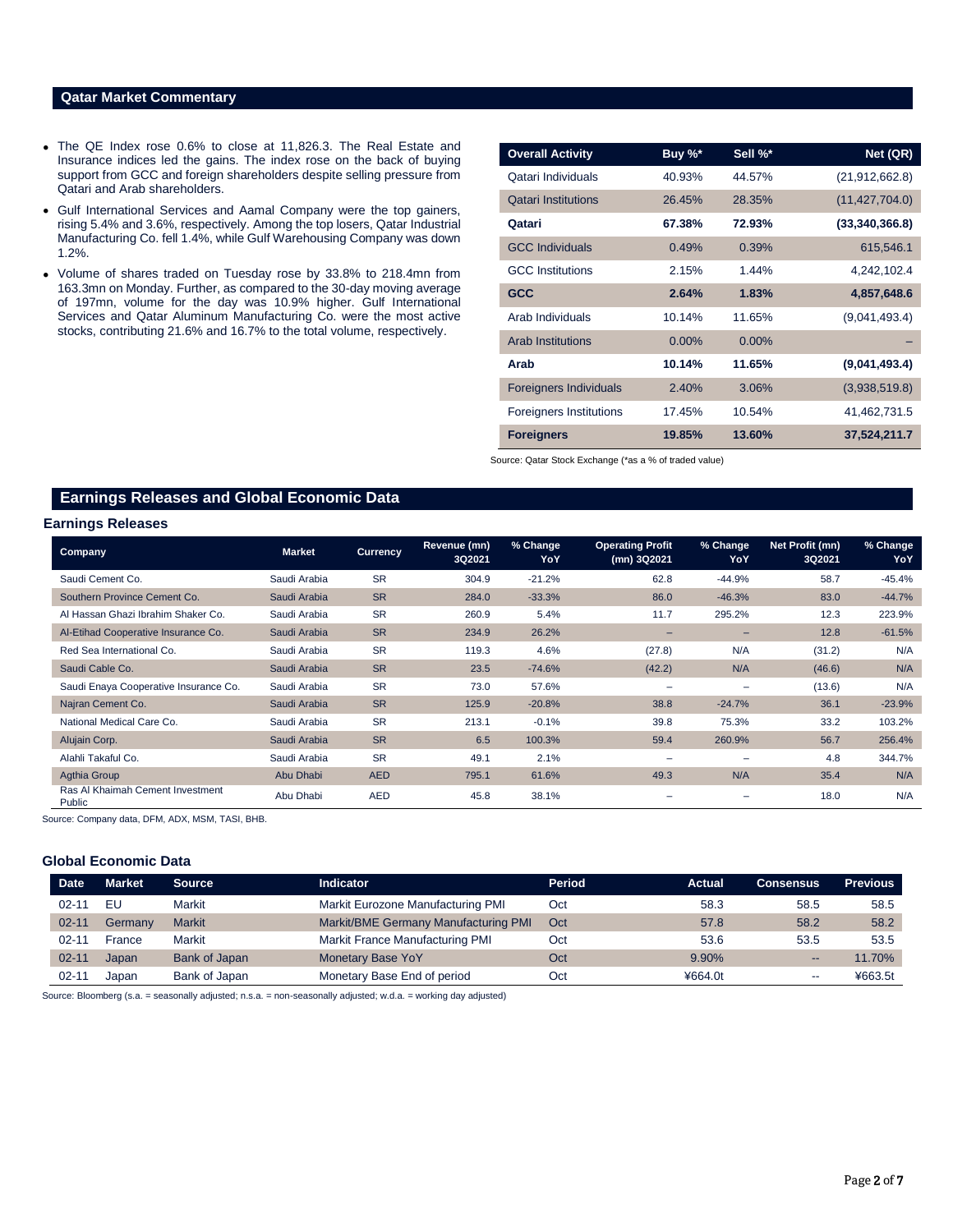## Qatar Market Commentary

- The QE Index rose 0.6% to close at 11,826.3. The Real Estate and Insurance indices led the gains. The index rose on the back of buying support from GCC and foreign shareholders despite selling pressure from Qatari and Arab shareholders.
- Gulf International Services and Aamal Company were the top gainers, rising 5.4% and 3.6%, respectively. Among the top losers, Qatar Industrial Manufacturing Co. fell 1.4%, while Gulf Warehousing Company was down 1.2%.
- Volume of shares traded on Tuesday rose by 33.8% to 218.4mn from 163.3mn on Monday. Further, as compared to the 30-day moving average of 197mn, volume for the day was 10.9% higher. Gulf International Services and Qatar Aluminum Manufacturing Co. were the most active stocks, contributing 21.6% and 16.7% to the total volume, respectively.

| Overall Activity | Buy %* | Sell %* | Net (QR) |
|---|---|---|---|
| Qatari Individuals | 40.93% | 44.57% | (21,912,662.8) |
| Qatari Institutions | 26.45% | 28.35% | (11,427,704.0) |
| **Qatari** | **67.38%** | **72.93%** | **(33,340,366.8)** |
| GCC Individuals | 0.49% | 0.39% | 615,546.1 |
| GCC Institutions | 2.15% | 1.44% | 4,242,102.4 |
| **GCC** | **2.64%** | **1.83%** | **4,857,648.6** |
| Arab Individuals | 10.14% | 11.65% | (9,041,493.4) |
| Arab Institutions | 0.00% | 0.00% | – |
| **Arab** | **10.14%** | **11.65%** | **(9,041,493.4)** |
| Foreigners Individuals | 2.40% | 3.06% | (3,938,519.8) |
| Foreigners Institutions | 17.45% | 10.54% | 41,462,731.5 |
| **Foreigners** | **19.85%** | **13.60%** | **37,524,211.7** |

Source: Qatar Stock Exchange (*as a % of traded value)

## Earnings Releases and Global Economic Data

### Earnings Releases

| Company | Market | Currency | Revenue (mn) 3Q2021 | % Change YoY | Operating Profit (mn) 3Q2021 | % Change YoY | Net Profit (mn) 3Q2021 | % Change YoY |
|---|---|---|---|---|---|---|---|---|
| Saudi Cement Co. | Saudi Arabia | SR | 304.9 | -21.2% | 62.8 | -44.9% | 58.7 | -45.4% |
| Southern Province Cement Co. | Saudi Arabia | SR | 284.0 | -33.3% | 86.0 | -46.3% | 83.0 | -44.7% |
| Al Hassan Ghazi Ibrahim Shaker Co. | Saudi Arabia | SR | 260.9 | 5.4% | 11.7 | 295.2% | 12.3 | 223.9% |
| Al-Etihad Cooperative Insurance Co. | Saudi Arabia | SR | 234.9 | 26.2% | – | – | 12.8 | -61.5% |
| Red Sea International Co. | Saudi Arabia | SR | 119.3 | 4.6% | (27.8) | N/A | (31.2) | N/A |
| Saudi Cable Co. | Saudi Arabia | SR | 23.5 | -74.6% | (42.2) | N/A | (46.6) | N/A |
| Saudi Enaya Cooperative Insurance Co. | Saudi Arabia | SR | 73.0 | 57.6% | – | – | (13.6) | N/A |
| Najran Cement Co. | Saudi Arabia | SR | 125.9 | -20.8% | 38.8 | -24.7% | 36.1 | -23.9% |
| National Medical Care Co. | Saudi Arabia | SR | 213.1 | -0.1% | 39.8 | 75.3% | 33.2 | 103.2% |
| Alujain Corp. | Saudi Arabia | SR | 6.5 | 100.3% | 59.4 | 260.9% | 56.7 | 256.4% |
| Alahli Takaful Co. | Saudi Arabia | SR | 49.1 | 2.1% | – | – | 4.8 | 344.7% |
| Agthia Group | Abu Dhabi | AED | 795.1 | 61.6% | 49.3 | N/A | 35.4 | N/A |
| Ras Al Khaimah Cement Investment Public | Abu Dhabi | AED | 45.8 | 38.1% | – | – | 18.0 | N/A |

Source: Company data, DFM, ADX, MSM, TASI, BHB.

### Global Economic Data

| Date | Market | Source | Indicator | Period | Actual | Consensus | Previous |
|---|---|---|---|---|---|---|---|
| 02-11 | EU | Markit | Markit Eurozone Manufacturing PMI | Oct | 58.3 | 58.5 | 58.5 |
| 02-11 | Germany | Markit | Markit/BME Germany Manufacturing PMI | Oct | 57.8 | 58.2 | 58.2 |
| 02-11 | France | Markit | Markit France Manufacturing PMI | Oct | 53.6 | 53.5 | 53.5 |
| 02-11 | Japan | Bank of Japan | Monetary Base YoY | Oct | 9.90% | -- | 11.70% |
| 02-11 | Japan | Bank of Japan | Monetary Base End of period | Oct | ¥664.0t | -- | ¥663.5t |

Source: Bloomberg (s.a. = seasonally adjusted; n.s.a. = non-seasonally adjusted; w.d.a. = working day adjusted)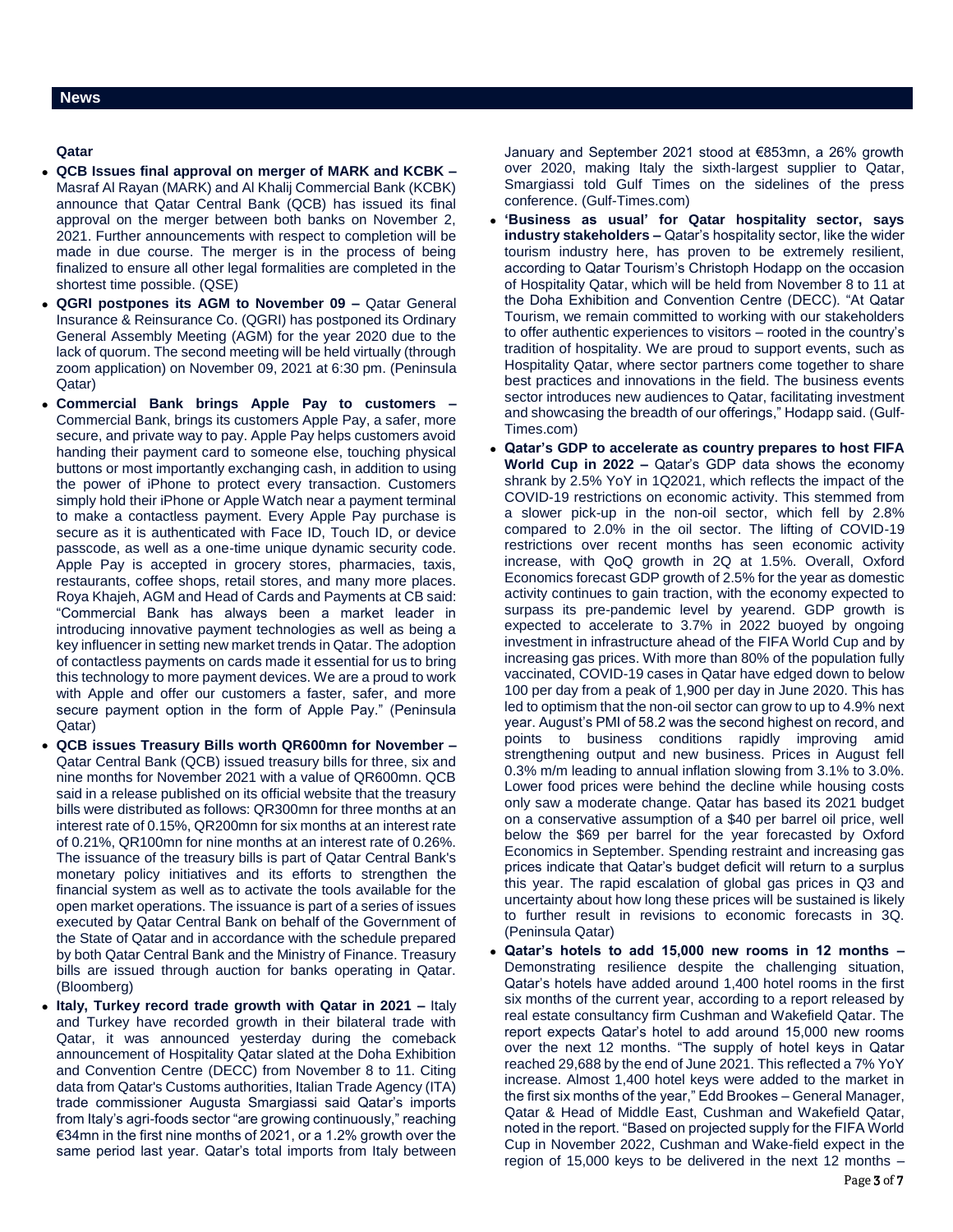## News

### Qatar

- **QCB Issues final approval on merger of MARK and KCBK –** Masraf Al Rayan (MARK) and Al Khalij Commercial Bank (KCBK) announce that Qatar Central Bank (QCB) has issued its final approval on the merger between both banks on November 2, 2021. Further announcements with respect to completion will be made in due course. The merger is in the process of being finalized to ensure all other legal formalities are completed in the shortest time possible. (QSE)
- **QGRI postpones its AGM to November 09 –** Qatar General Insurance & Reinsurance Co. (QGRI) has postponed its Ordinary General Assembly Meeting (AGM) for the year 2020 due to the lack of quorum. The second meeting will be held virtually (through zoom application) on November 09, 2021 at 6:30 pm. (Peninsula Qatar)
- **Commercial Bank brings Apple Pay to customers –** Commercial Bank, brings its customers Apple Pay, a safer, more secure, and private way to pay. Apple Pay helps customers avoid handing their payment card to someone else, touching physical buttons or most importantly exchanging cash, in addition to using the power of iPhone to protect every transaction. Customers simply hold their iPhone or Apple Watch near a payment terminal to make a contactless payment. Every Apple Pay purchase is secure as it is authenticated with Face ID, Touch ID, or device passcode, as well as a one-time unique dynamic security code. Apple Pay is accepted in grocery stores, pharmacies, taxis, restaurants, coffee shops, retail stores, and many more places. Roya Khajeh, AGM and Head of Cards and Payments at CB said: "Commercial Bank has always been a market leader in introducing innovative payment technologies as well as being a key influencer in setting new market trends in Qatar. The adoption of contactless payments on cards made it essential for us to bring this technology to more payment devices. We are a proud to work with Apple and offer our customers a faster, safer, and more secure payment option in the form of Apple Pay." (Peninsula Qatar)
- **QCB issues Treasury Bills worth QR600mn for November –** Qatar Central Bank (QCB) issued treasury bills for three, six and nine months for November 2021 with a value of QR600mn. QCB said in a release published on its official website that the treasury bills were distributed as follows: QR300mn for three months at an interest rate of 0.15%, QR200mn for six months at an interest rate of 0.21%, QR100mn for nine months at an interest rate of 0.26%. The issuance of the treasury bills is part of Qatar Central Bank's monetary policy initiatives and its efforts to strengthen the financial system as well as to activate the tools available for the open market operations. The issuance is part of a series of issues executed by Qatar Central Bank on behalf of the Government of the State of Qatar and in accordance with the schedule prepared by both Qatar Central Bank and the Ministry of Finance. Treasury bills are issued through auction for banks operating in Qatar. (Bloomberg)
- **Italy, Turkey record trade growth with Qatar in 2021 –** Italy and Turkey have recorded growth in their bilateral trade with Qatar, it was announced yesterday during the comeback announcement of Hospitality Qatar slated at the Doha Exhibition and Convention Centre (DECC) from November 8 to 11. Citing data from Qatar's Customs authorities, Italian Trade Agency (ITA) trade commissioner Augusta Smargiassi said Qatar's imports from Italy's agri-foods sector "are growing continuously," reaching €34mn in the first nine months of 2021, or a 1.2% growth over the same period last year. Qatar's total imports from Italy between January and September 2021 stood at €853mn, a 26% growth over 2020, making Italy the sixth-largest supplier to Qatar, Smargiassi told Gulf Times on the sidelines of the press conference. (Gulf-Times.com)
- **'Business as usual' for Qatar hospitality sector, says industry stakeholders –** Qatar's hospitality sector, like the wider tourism industry here, has proven to be extremely resilient, according to Qatar Tourism's Christoph Hodapp on the occasion of Hospitality Qatar, which will be held from November 8 to 11 at the Doha Exhibition and Convention Centre (DECC). "At Qatar Tourism, we remain committed to working with our stakeholders to offer authentic experiences to visitors – rooted in the country's tradition of hospitality. We are proud to support events, such as Hospitality Qatar, where sector partners come together to share best practices and innovations in the field. The business events sector introduces new audiences to Qatar, facilitating investment and showcasing the breadth of our offerings," Hodapp said. (Gulf-Times.com)
- **Qatar's GDP to accelerate as country prepares to host FIFA World Cup in 2022 –** Qatar's GDP data shows the economy shrank by 2.5% YoY in 1Q2021, which reflects the impact of the COVID-19 restrictions on economic activity. This stemmed from a slower pick-up in the non-oil sector, which fell by 2.8% compared to 2.0% in the oil sector. The lifting of COVID-19 restrictions over recent months has seen economic activity increase, with QoQ growth in 2Q at 1.5%. Overall, Oxford Economics forecast GDP growth of 2.5% for the year as domestic activity continues to gain traction, with the economy expected to surpass its pre-pandemic level by yearend. GDP growth is expected to accelerate to 3.7% in 2022 buoyed by ongoing investment in infrastructure ahead of the FIFA World Cup and by increasing gas prices. With more than 80% of the population fully vaccinated, COVID-19 cases in Qatar have edged down to below 100 per day from a peak of 1,900 per day in June 2020. This has led to optimism that the non-oil sector can grow to up to 4.9% next year. August's PMI of 58.2 was the second highest on record, and points to business conditions rapidly improving amid strengthening output and new business. Prices in August fell 0.3% m/m leading to annual inflation slowing from 3.1% to 3.0%. Lower food prices were behind the decline while housing costs only saw a moderate change. Qatar has based its 2021 budget on a conservative assumption of a $40 per barrel oil price, well below the $69 per barrel for the year forecasted by Oxford Economics in September. Spending restraint and increasing gas prices indicate that Qatar's budget deficit will return to a surplus this year. The rapid escalation of global gas prices in Q3 and uncertainty about how long these prices will be sustained is likely to further result in revisions to economic forecasts in 3Q. (Peninsula Qatar)
- **Qatar's hotels to add 15,000 new rooms in 12 months –** Demonstrating resilience despite the challenging situation, Qatar's hotels have added around 1,400 hotel rooms in the first six months of the current year, according to a report released by real estate consultancy firm Cushman and Wakefield Qatar. The report expects Qatar's hotel to add around 15,000 new rooms over the next 12 months. "The supply of hotel keys in Qatar reached 29,688 by the end of June 2021. This reflected a 7% YoY increase. Almost 1,400 hotel keys were added to the market in the first six months of the year," Edd Brookes – General Manager, Qatar & Head of Middle East, Cushman and Wakefield Qatar, noted in the report. "Based on projected supply for the FIFA World Cup in November 2022, Cushman and Wake-field expect in the region of 15,000 keys to be delivered in the next 12 months –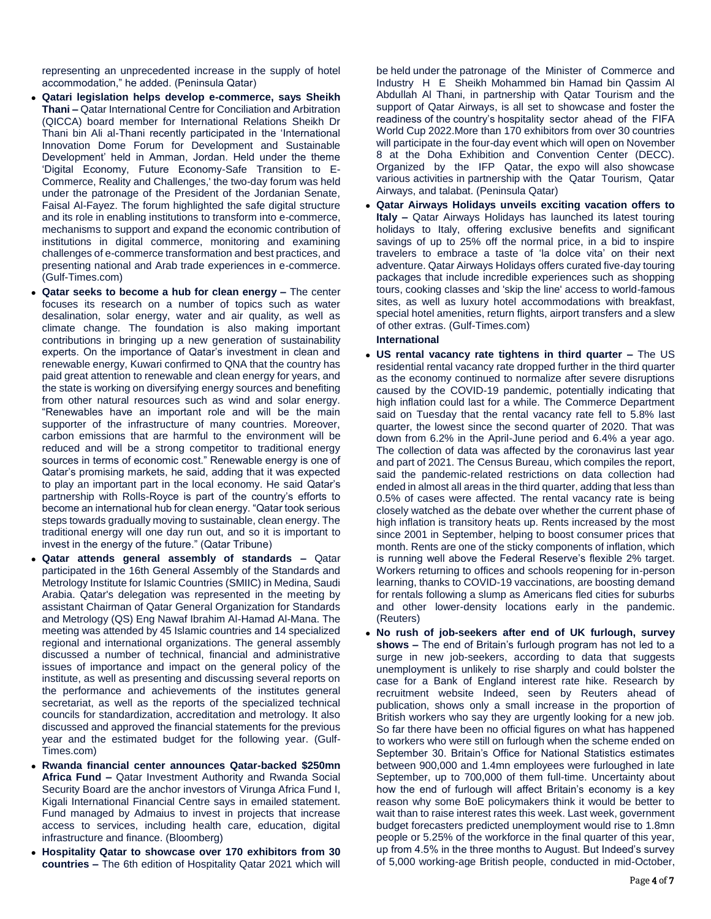representing an unprecedented increase in the supply of hotel accommodation," he added. (Peninsula Qatar)

- **Qatari legislation helps develop e-commerce, says Sheikh Thani –** Qatar International Centre for Conciliation and Arbitration (QICCA) board member for International Relations Sheikh Dr Thani bin Ali al-Thani recently participated in the 'International Innovation Dome Forum for Development and Sustainable Development' held in Amman, Jordan. Held under the theme 'Digital Economy, Future Economy-Safe Transition to E-Commerce, Reality and Challenges,' the two-day forum was held under the patronage of the President of the Jordanian Senate, Faisal Al-Fayez. The forum highlighted the safe digital structure and its role in enabling institutions to transform into e-commerce, mechanisms to support and expand the economic contribution of institutions in digital commerce, monitoring and examining challenges of e-commerce transformation and best practices, and presenting national and Arab trade experiences in e-commerce. (Gulf-Times.com)
- **Qatar seeks to become a hub for clean energy –** The center focuses its research on a number of topics such as water desalination, solar energy, water and air quality, as well as climate change. The foundation is also making important contributions in bringing up a new generation of sustainability experts. On the importance of Qatar's investment in clean and renewable energy, Kuwari confirmed to QNA that the country has paid great attention to renewable and clean energy for years, and the state is working on diversifying energy sources and benefiting from other natural resources such as wind and solar energy. "Renewables have an important role and will be the main supporter of the infrastructure of many countries. Moreover, carbon emissions that are harmful to the environment will be reduced and will be a strong competitor to traditional energy sources in terms of economic cost." Renewable energy is one of Qatar's promising markets, he said, adding that it was expected to play an important part in the local economy. He said Qatar's partnership with Rolls-Royce is part of the country's efforts to become an international hub for clean energy. "Qatar took serious steps towards gradually moving to sustainable, clean energy. The traditional energy will one day run out, and so it is important to invest in the energy of the future." (Qatar Tribune)
- **Qatar attends general assembly of standards –** Qatar participated in the 16th General Assembly of the Standards and Metrology Institute for Islamic Countries (SMIIC) in Medina, Saudi Arabia. Qatar's delegation was represented in the meeting by assistant Chairman of Qatar General Organization for Standards and Metrology (QS) Eng Nawaf Ibrahim Al-Hamad Al-Mana. The meeting was attended by 45 Islamic countries and 14 specialized regional and international organizations. The general assembly discussed a number of technical, financial and administrative issues of importance and impact on the general policy of the institute, as well as presenting and discussing several reports on the performance and achievements of the institutes general secretariat, as well as the reports of the specialized technical councils for standardization, accreditation and metrology. It also discussed and approved the financial statements for the previous year and the estimated budget for the following year. (Gulf-Times.com)
- **Rwanda financial center announces Qatar-backed $250mn Africa Fund –** Qatar Investment Authority and Rwanda Social Security Board are the anchor investors of Virunga Africa Fund I, Kigali International Financial Centre says in emailed statement. Fund managed by Admaius to invest in projects that increase access to services, including health care, education, digital infrastructure and finance. (Bloomberg)
- **Hospitality Qatar to showcase over 170 exhibitors from 30 countries –** The 6th edition of Hospitality Qatar 2021 which will be held under the patronage of the Minister of Commerce and Industry H E Sheikh Mohammed bin Hamad bin Qassim Al Abdullah Al Thani, in partnership with Qatar Tourism and the support of Qatar Airways, is all set to showcase and foster the readiness of the country's hospitality sector ahead of the FIFA World Cup 2022.More than 170 exhibitors from over 30 countries will participate in the four-day event which will open on November 8 at the Doha Exhibition and Convention Center (DECC). Organized by the IFP Qatar, the expo will also showcase various activities in partnership with the Qatar Tourism, Qatar Airways, and talabat. (Peninsula Qatar)
- **Qatar Airways Holidays unveils exciting vacation offers to Italy –** Qatar Airways Holidays has launched its latest touring holidays to Italy, offering exclusive benefits and significant savings of up to 25% off the normal price, in a bid to inspire travelers to embrace a taste of 'la dolce vita' on their next adventure. Qatar Airways Holidays offers curated five-day touring packages that include incredible experiences such as shopping tours, cooking classes and 'skip the line' access to world-famous sites, as well as luxury hotel accommodations with breakfast, special hotel amenities, return flights, airport transfers and a slew of other extras. (Gulf-Times.com)

**International**

- **US rental vacancy rate tightens in third quarter –** The US residential rental vacancy rate dropped further in the third quarter as the economy continued to normalize after severe disruptions caused by the COVID-19 pandemic, potentially indicating that high inflation could last for a while. The Commerce Department said on Tuesday that the rental vacancy rate fell to 5.8% last quarter, the lowest since the second quarter of 2020. That was down from 6.2% in the April-June period and 6.4% a year ago. The collection of data was affected by the coronavirus last year and part of 2021. The Census Bureau, which compiles the report, said the pandemic-related restrictions on data collection had ended in almost all areas in the third quarter, adding that less than 0.5% of cases were affected. The rental vacancy rate is being closely watched as the debate over whether the current phase of high inflation is transitory heats up. Rents increased by the most since 2001 in September, helping to boost consumer prices that month. Rents are one of the sticky components of inflation, which is running well above the Federal Reserve's flexible 2% target. Workers returning to offices and schools reopening for in-person learning, thanks to COVID-19 vaccinations, are boosting demand for rentals following a slump as Americans fled cities for suburbs and other lower-density locations early in the pandemic. (Reuters)
- **No rush of job-seekers after end of UK furlough, survey shows –** The end of Britain's furlough program has not led to a surge in new job-seekers, according to data that suggests unemployment is unlikely to rise sharply and could bolster the case for a Bank of England interest rate hike. Research by recruitment website Indeed, seen by Reuters ahead of publication, shows only a small increase in the proportion of British workers who say they are urgently looking for a new job. So far there have been no official figures on what has happened to workers who were still on furlough when the scheme ended on September 30. Britain's Office for National Statistics estimates between 900,000 and 1.4mn employees were furloughed in late September, up to 700,000 of them full-time. Uncertainty about how the end of furlough will affect Britain's economy is a key reason why some BoE policymakers think it would be better to wait than to raise interest rates this week. Last week, government budget forecasters predicted unemployment would rise to 1.8mn people or 5.25% of the workforce in the final quarter of this year, up from 4.5% in the three months to August. But Indeed's survey of 5,000 working-age British people, conducted in mid-October,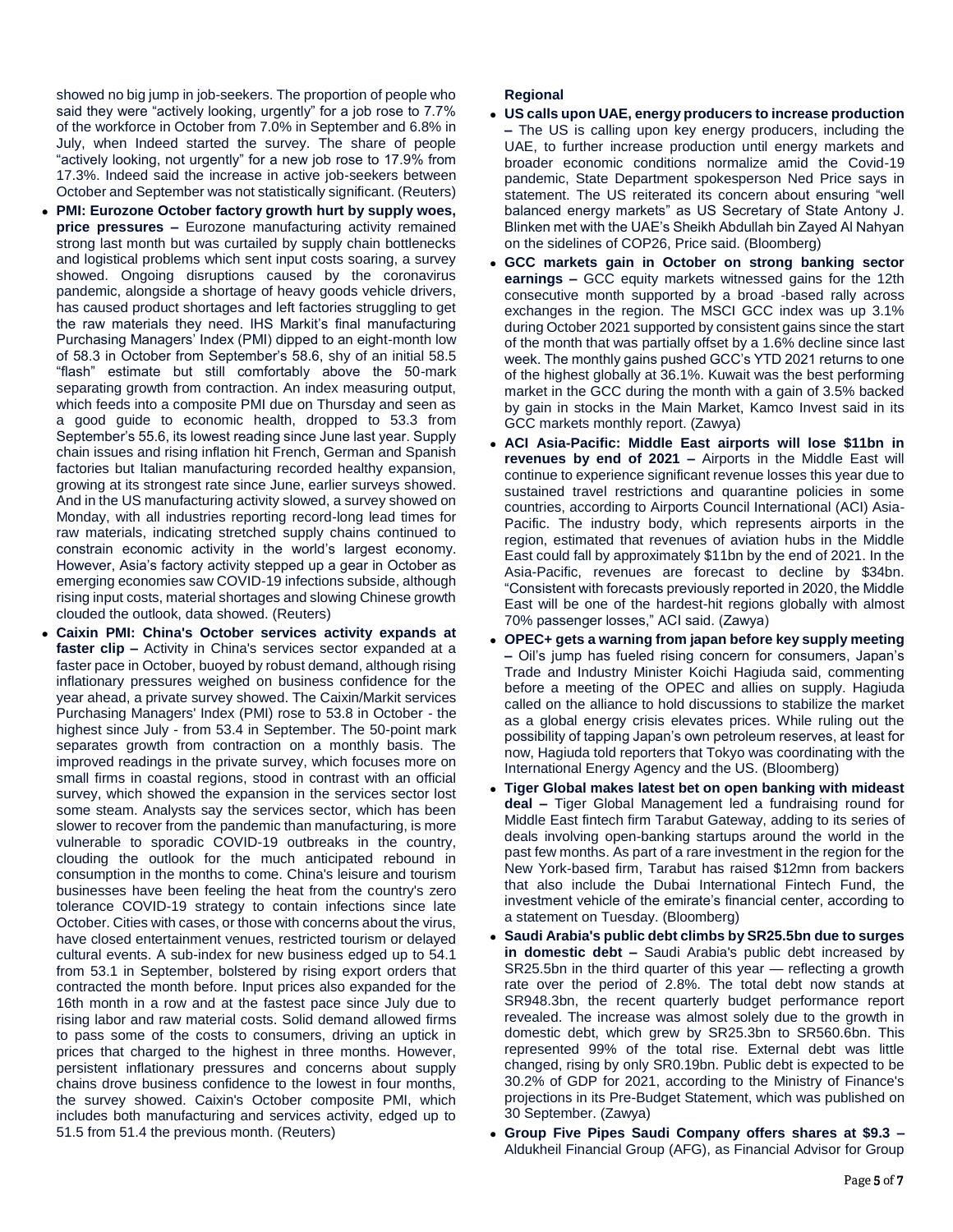showed no big jump in job-seekers. The proportion of people who said they were "actively looking, urgently" for a job rose to 7.7% of the workforce in October from 7.0% in September and 6.8% in July, when Indeed started the survey. The share of people "actively looking, not urgently" for a new job rose to 17.9% from 17.3%. Indeed said the increase in active job-seekers between October and September was not statistically significant. (Reuters)

- **PMI: Eurozone October factory growth hurt by supply woes, price pressures –** Eurozone manufacturing activity remained strong last month but was curtailed by supply chain bottlenecks and logistical problems which sent input costs soaring, a survey showed. Ongoing disruptions caused by the coronavirus pandemic, alongside a shortage of heavy goods vehicle drivers, has caused product shortages and left factories struggling to get the raw materials they need. IHS Markit's final manufacturing Purchasing Managers' Index (PMI) dipped to an eight-month low of 58.3 in October from September's 58.6, shy of an initial 58.5 "flash" estimate but still comfortably above the 50-mark separating growth from contraction. An index measuring output, which feeds into a composite PMI due on Thursday and seen as a good guide to economic health, dropped to 53.3 from September's 55.6, its lowest reading since June last year. Supply chain issues and rising inflation hit French, German and Spanish factories but Italian manufacturing recorded healthy expansion, growing at its strongest rate since June, earlier surveys showed. And in the US manufacturing activity slowed, a survey showed on Monday, with all industries reporting record-long lead times for raw materials, indicating stretched supply chains continued to constrain economic activity in the world's largest economy. However, Asia's factory activity stepped up a gear in October as emerging economies saw COVID-19 infections subside, although rising input costs, material shortages and slowing Chinese growth clouded the outlook, data showed. (Reuters)
- **Caixin PMI: China's October services activity expands at faster clip –** Activity in China's services sector expanded at a faster pace in October, buoyed by robust demand, although rising inflationary pressures weighed on business confidence for the year ahead, a private survey showed. The Caixin/Markit services Purchasing Managers' Index (PMI) rose to 53.8 in October - the highest since July - from 53.4 in September. The 50-point mark separates growth from contraction on a monthly basis. The improved readings in the private survey, which focuses more on small firms in coastal regions, stood in contrast with an official survey, which showed the expansion in the services sector lost some steam. Analysts say the services sector, which has been slower to recover from the pandemic than manufacturing, is more vulnerable to sporadic COVID-19 outbreaks in the country, clouding the outlook for the much anticipated rebound in consumption in the months to come. China's leisure and tourism businesses have been feeling the heat from the country's zero tolerance COVID-19 strategy to contain infections since late October. Cities with cases, or those with concerns about the virus, have closed entertainment venues, restricted tourism or delayed cultural events. A sub-index for new business edged up to 54.1 from 53.1 in September, bolstered by rising export orders that contracted the month before. Input prices also expanded for the 16th month in a row and at the fastest pace since July due to rising labor and raw material costs. Solid demand allowed firms to pass some of the costs to consumers, driving an uptick in prices that charged to the highest in three months. However, persistent inflationary pressures and concerns about supply chains drove business confidence to the lowest in four months, the survey showed. Caixin's October composite PMI, which includes both manufacturing and services activity, edged up to 51.5 from 51.4 the previous month. (Reuters)

**Regional**

- **US calls upon UAE, energy producers to increase production –** The US is calling upon key energy producers, including the UAE, to further increase production until energy markets and broader economic conditions normalize amid the Covid-19 pandemic, State Department spokesperson Ned Price says in statement. The US reiterated its concern about ensuring "well balanced energy markets" as US Secretary of State Antony J. Blinken met with the UAE's Sheikh Abdullah bin Zayed Al Nahyan on the sidelines of COP26, Price said. (Bloomberg)
- **GCC markets gain in October on strong banking sector earnings –** GCC equity markets witnessed gains for the 12th consecutive month supported by a broad -based rally across exchanges in the region. The MSCI GCC index was up 3.1% during October 2021 supported by consistent gains since the start of the month that was partially offset by a 1.6% decline since last week. The monthly gains pushed GCC's YTD 2021 returns to one of the highest globally at 36.1%. Kuwait was the best performing market in the GCC during the month with a gain of 3.5% backed by gain in stocks in the Main Market, Kamco Invest said in its GCC markets monthly report. (Zawya)
- **ACI Asia-Pacific: Middle East airports will lose $11bn in revenues by end of 2021 –** Airports in the Middle East will continue to experience significant revenue losses this year due to sustained travel restrictions and quarantine policies in some countries, according to Airports Council International (ACI) Asia-Pacific. The industry body, which represents airports in the region, estimated that revenues of aviation hubs in the Middle East could fall by approximately $11bn by the end of 2021. In the Asia-Pacific, revenues are forecast to decline by $34bn. "Consistent with forecasts previously reported in 2020, the Middle East will be one of the hardest-hit regions globally with almost 70% passenger losses," ACI said. (Zawya)
- **OPEC+ gets a warning from japan before key supply meeting –** Oil's jump has fueled rising concern for consumers, Japan's Trade and Industry Minister Koichi Hagiuda said, commenting before a meeting of the OPEC and allies on supply. Hagiuda called on the alliance to hold discussions to stabilize the market as a global energy crisis elevates prices. While ruling out the possibility of tapping Japan's own petroleum reserves, at least for now, Hagiuda told reporters that Tokyo was coordinating with the International Energy Agency and the US. (Bloomberg)
- **Tiger Global makes latest bet on open banking with mideast deal –** Tiger Global Management led a fundraising round for Middle East fintech firm Tarabut Gateway, adding to its series of deals involving open-banking startups around the world in the past few months. As part of a rare investment in the region for the New York-based firm, Tarabut has raised $12mn from backers that also include the Dubai International Fintech Fund, the investment vehicle of the emirate's financial center, according to a statement on Tuesday. (Bloomberg)
- **Saudi Arabia's public debt climbs by SR25.5bn due to surges in domestic debt –** Saudi Arabia's public debt increased by SR25.5bn in the third quarter of this year — reflecting a growth rate over the period of 2.8%. The total debt now stands at SR948.3bn, the recent quarterly budget performance report revealed. The increase was almost solely due to the growth in domestic debt, which grew by SR25.3bn to SR560.6bn. This represented 99% of the total rise. External debt was little changed, rising by only SR0.19bn. Public debt is expected to be 30.2% of GDP for 2021, according to the Ministry of Finance's projections in its Pre-Budget Statement, which was published on 30 September. (Zawya)
- **Group Five Pipes Saudi Company offers shares at $9.3 –** Aldukheil Financial Group (AFG), as Financial Advisor for Group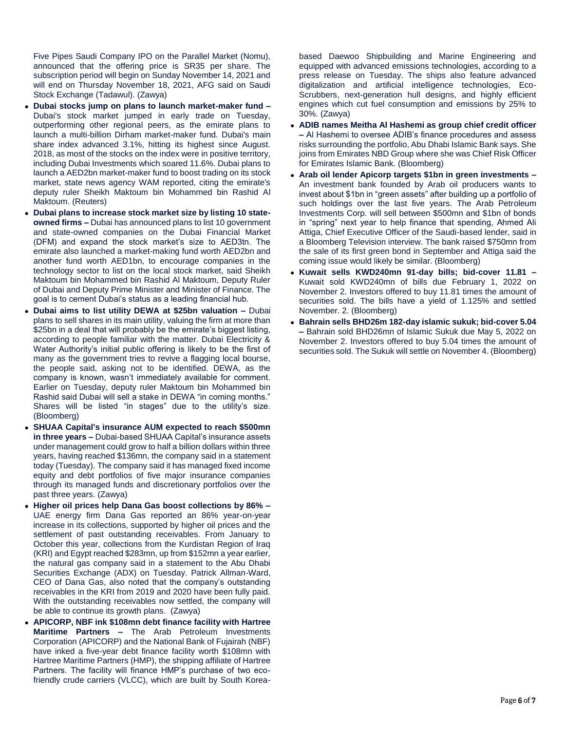Five Pipes Saudi Company IPO on the Parallel Market (Nomu), announced that the offering price is SR35 per share. The subscription period will begin on Sunday November 14, 2021 and will end on Thursday November 18, 2021, AFG said on Saudi Stock Exchange (Tadawul). (Zawya)

- **Dubai stocks jump on plans to launch market-maker fund –** Dubai's stock market jumped in early trade on Tuesday, outperforming other regional peers, as the emirate plans to launch a multi-billion Dirham market-maker fund. Dubai's main share index advanced 3.1%, hitting its highest since August. 2018, as most of the stocks on the index were in positive territory, including Dubai Investments which soared 11.6%. Dubai plans to launch a AED2bn market-maker fund to boost trading on its stock market, state news agency WAM reported, citing the emirate's deputy ruler Sheikh Maktoum bin Mohammed bin Rashid Al Maktoum. (Reuters)
- **Dubai plans to increase stock market size by listing 10 state-owned firms –** Dubai has announced plans to list 10 government and state-owned companies on the Dubai Financial Market (DFM) and expand the stock market's size to AED3tn. The emirate also launched a market-making fund worth AED2bn and another fund worth AED1bn, to encourage companies in the technology sector to list on the local stock market, said Sheikh Maktoum bin Mohammed bin Rashid Al Maktoum, Deputy Ruler of Dubai and Deputy Prime Minister and Minister of Finance. The goal is to cement Dubai's status as a leading financial hub.
- **Dubai aims to list utility DEWA at $25bn valuation –** Dubai plans to sell shares in its main utility, valuing the firm at more than $25bn in a deal that will probably be the emirate's biggest listing, according to people familiar with the matter. Dubai Electricity & Water Authority's initial public offering is likely to be the first of many as the government tries to revive a flagging local bourse, the people said, asking not to be identified. DEWA, as the company is known, wasn't immediately available for comment. Earlier on Tuesday, deputy ruler Maktoum bin Mohammed bin Rashid said Dubai will sell a stake in DEWA "in coming months." Shares will be listed "in stages" due to the utility's size. (Bloomberg)
- **SHUAA Capital's insurance AUM expected to reach $500mn in three years –** Dubai-based SHUAA Capital's insurance assets under management could grow to half a billion dollars within three years, having reached $136mn, the company said in a statement today (Tuesday). The company said it has managed fixed income equity and debt portfolios of five major insurance companies through its managed funds and discretionary portfolios over the past three years. (Zawya)
- **Higher oil prices help Dana Gas boost collections by 86% –** UAE energy firm Dana Gas reported an 86% year-on-year increase in its collections, supported by higher oil prices and the settlement of past outstanding receivables. From January to October this year, collections from the Kurdistan Region of Iraq (KRI) and Egypt reached $283mn, up from $152mn a year earlier, the natural gas company said in a statement to the Abu Dhabi Securities Exchange (ADX) on Tuesday. Patrick Allman-Ward, CEO of Dana Gas, also noted that the company's outstanding receivables in the KRI from 2019 and 2020 have been fully paid. With the outstanding receivables now settled, the company will be able to continue its growth plans. (Zawya)
- **APICORP, NBF ink $108mn debt finance facility with Hartree Maritime Partners –** The Arab Petroleum Investments Corporation (APICORP) and the National Bank of Fujairah (NBF) have inked a five-year debt finance facility worth $108mn with Hartree Maritime Partners (HMP), the shipping affiliate of Hartree Partners. The facility will finance HMP's purchase of two eco-friendly crude carriers (VLCC), which are built by South Korea-based Daewoo Shipbuilding and Marine Engineering and equipped with advanced emissions technologies, according to a press release on Tuesday. The ships also feature advanced digitalization and artificial intelligence technologies, Eco-Scrubbers, next-generation hull designs, and highly efficient engines which cut fuel consumption and emissions by 25% to 30%. (Zawya)
- **ADIB names Meitha Al Hashemi as group chief credit officer –** Al Hashemi to oversee ADIB's finance procedures and assess risks surrounding the portfolio, Abu Dhabi Islamic Bank says. She joins from Emirates NBD Group where she was Chief Risk Officer for Emirates Islamic Bank. (Bloomberg)
- **Arab oil lender Apicorp targets $1bn in green investments –** An investment bank founded by Arab oil producers wants to invest about $1bn in "green assets" after building up a portfolio of such holdings over the last five years. The Arab Petroleum Investments Corp. will sell between $500mn and $1bn of bonds in "spring" next year to help finance that spending, Ahmed Ali Attiga, Chief Executive Officer of the Saudi-based lender, said in a Bloomberg Television interview. The bank raised $750mn from the sale of its first green bond in September and Attiga said the coming issue would likely be similar. (Bloomberg)
- **Kuwait sells KWD240mn 91-day bills; bid-cover 11.81 –** Kuwait sold KWD240mn of bills due February 1, 2022 on November 2. Investors offered to buy 11.81 times the amount of securities sold. The bills have a yield of 1.125% and settled November. 2. (Bloomberg)
- **Bahrain sells BHD26m 182-day islamic sukuk; bid-cover 5.04 –** Bahrain sold BHD26mn of Islamic Sukuk due May 5, 2022 on November 2. Investors offered to buy 5.04 times the amount of securities sold. The Sukuk will settle on November 4. (Bloomberg)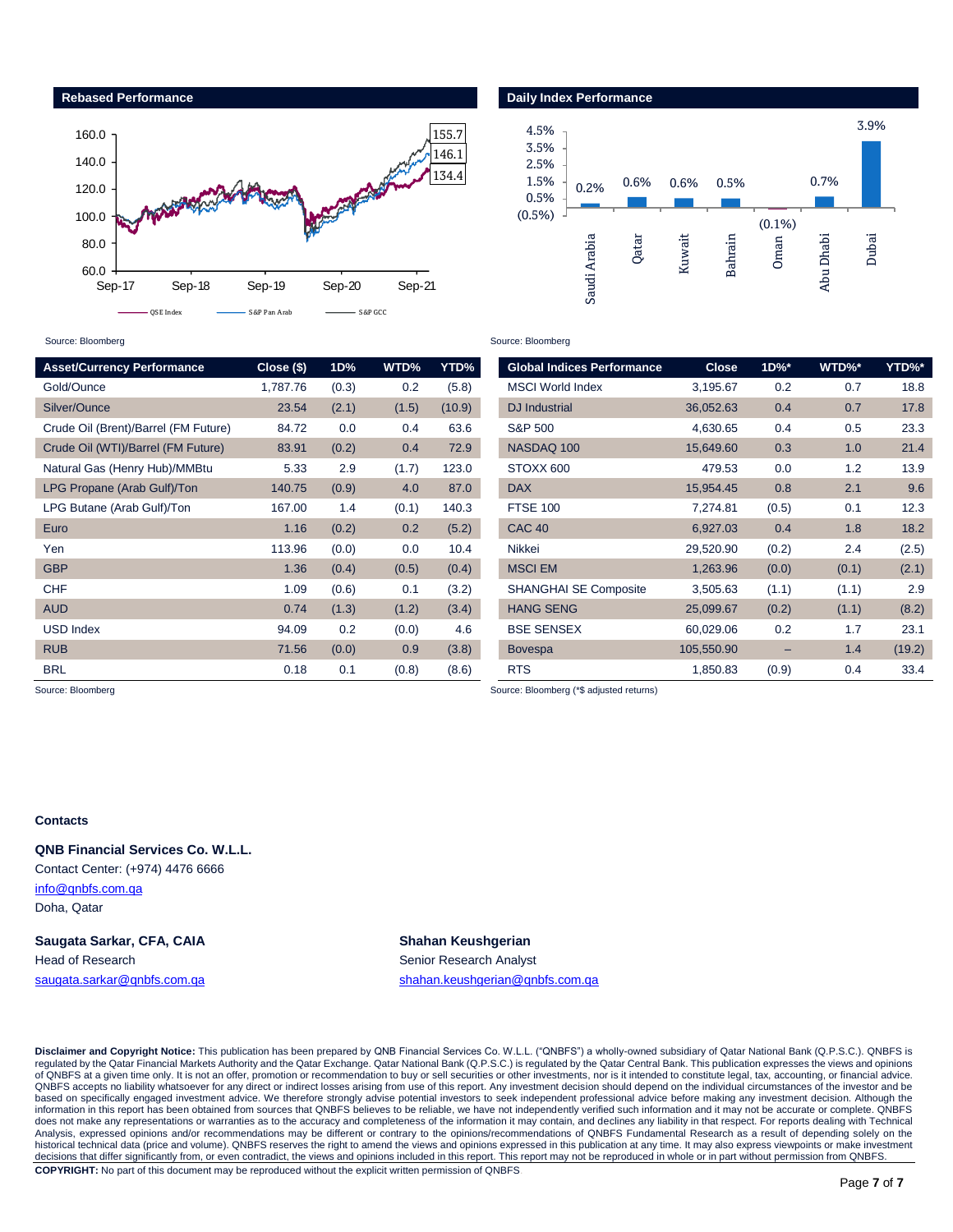## Rebased Performance

160.0
140.0
120.0
100.0
80.0
60.0

Sep-17 Sep-18 Sep-19 Sep-20 Sep-21

155.7
146.1
134.4

QSE Index
S&P Pan Arab
S&P GCC

Source: Bloomberg

## Daily Index Performance

4.5%
3.5%
2.5%
1.5%
0.5%
(0.5%)

0.2% 0.6% 0.6% 0.5% (0.1%) 0.7% 3.9%

Saudi Arabia Qatar Kuwait Bahrain Oman Abu Dhabi Dubai

Source: Bloomberg

| Asset/Currency Performance | Close ($) | 1D% | WTD% | YTD% |
|---|---|---|---|---|
| Gold/Ounce | 1,787.76 | (0.3) | 0.2 | (5.8) |
| Silver/Ounce | 23.54 | (2.1) | (1.5) | (10.9) |
| Crude Oil (Brent)/Barrel (FM Future) | 84.72 | 0.0 | 0.4 | 63.6 |
| Crude Oil (WTI)/Barrel (FM Future) | 83.91 | (0.2) | 0.4 | 72.9 |
| Natural Gas (Henry Hub)/MMBtu | 5.33 | 2.9 | (1.7) | 123.0 |
| LPG Propane (Arab Gulf)/Ton | 140.75 | (0.9) | 4.0 | 87.0 |
| LPG Butane (Arab Gulf)/Ton | 167.00 | 1.4 | (0.1) | 140.3 |
| Euro | 1.16 | (0.2) | 0.2 | (5.2) |
| Yen | 113.96 | (0.0) | 0.0 | 10.4 |
| GBP | 1.36 | (0.4) | (0.5) | (0.4) |
| CHF | 1.09 | (0.6) | 0.1 | (3.2) |
| AUD | 0.74 | (1.3) | (1.2) | (3.4) |
| USD Index | 94.09 | 0.2 | (0.0) | 4.6 |
| RUB | 71.56 | (0.0) | 0.9 | (3.8) |
| BRL | 0.18 | 0.1 | (0.8) | (8.6) |

Source: Bloomberg

| Global Indices Performance | Close | 1D%* | WTD%* | YTD%* |
|---|---|---|---|---|
| MSCI World Index | 3,195.67 | 0.2 | 0.7 | 18.8 |
| DJ Industrial | 36,052.63 | 0.4 | 0.7 | 17.8 |
| S&P 500 | 4,630.65 | 0.4 | 0.5 | 23.3 |
| NASDAQ 100 | 15,649.60 | 0.3 | 1.0 | 21.4 |
| STOXX 600 | 479.53 | 0.0 | 1.2 | 13.9 |
| DAX | 15,954.45 | 0.8 | 2.1 | 9.6 |
| FTSE 100 | 7,274.81 | (0.5) | 0.1 | 12.3 |
| CAC 40 | 6,927.03 | 0.4 | 1.8 | 18.2 |
| Nikkei | 29,520.90 | (0.2) | 2.4 | (2.5) |
| MSCI EM | 1,263.96 | (0.0) | (0.1) | (2.1) |
| SHANGHAI SE Composite | 3,505.63 | (1.1) | (1.1) | 2.9 |
| HANG SENG | 25,099.67 | (0.2) | (1.1) | (8.2) |
| BSE SENSEX | 60,029.06 | 0.2 | 1.7 | 23.1 |
| Bovespa | 105,550.90 | – | 1.4 | (19.2) |
| RTS | 1,850.83 | (0.9) | 0.4 | 33.4 |

Source: Bloomberg (*$ adjusted returns)

**Contacts**

**QNB Financial Services Co. W.L.L.**
Contact Center: (+974) 4476 6666
info@qnbfs.com.qa
Doha, Qatar

**Saugata Sarkar, CFA, CAIA**
Head of Research
saugata.sarkar@qnbfs.com.qa

**Shahan Keushgerian**
Senior Research Analyst
shahan.keushgerian@qnbfs.com.qa

**Disclaimer and Copyright Notice:** This publication has been prepared by QNB Financial Services Co. W.L.L. ("QNBFS") a wholly-owned subsidiary of Qatar National Bank (Q.P.S.C.). QNBFS is regulated by the Qatar Financial Markets Authority and the Qatar Exchange. Qatar National Bank (Q.P.S.C.) is regulated by the Qatar Central Bank. This publication expresses the views and opinions of QNBFS at a given time only. It is not an offer, promotion or recommendation to buy or sell securities or other investments, nor is it intended to constitute legal, tax, accounting, or financial advice. QNBFS accepts no liability whatsoever for any direct or indirect losses arising from use of this report. Any investment decision should depend on the individual circumstances of the investor and be based on specifically engaged investment advice. We therefore strongly advise potential investors to seek independent professional advice before making any investment decision. Although the information in this report has been obtained from sources that QNBFS believes to be reliable, we have not independently verified such information and it may not be accurate or complete. QNBFS does not make any representations or warranties as to the accuracy and completeness of the information it may contain, and declines any liability in that respect. For reports dealing with Technical Analysis, expressed opinions and/or recommendations may be different or contrary to the opinions/recommendations of QNBFS Fundamental Research as a result of depending solely on the historical technical data (price and volume). QNBFS reserves the right to amend the views and opinions expressed in this publication at any time. It may also express viewpoints or make investment decisions that differ significantly from, or even contradict, the views and opinions included in this report. This report may not be reproduced in whole or in part without permission from QNBFS.

**COPYRIGHT:** No part of this document may be reproduced without the explicit written permission of QNBFS.